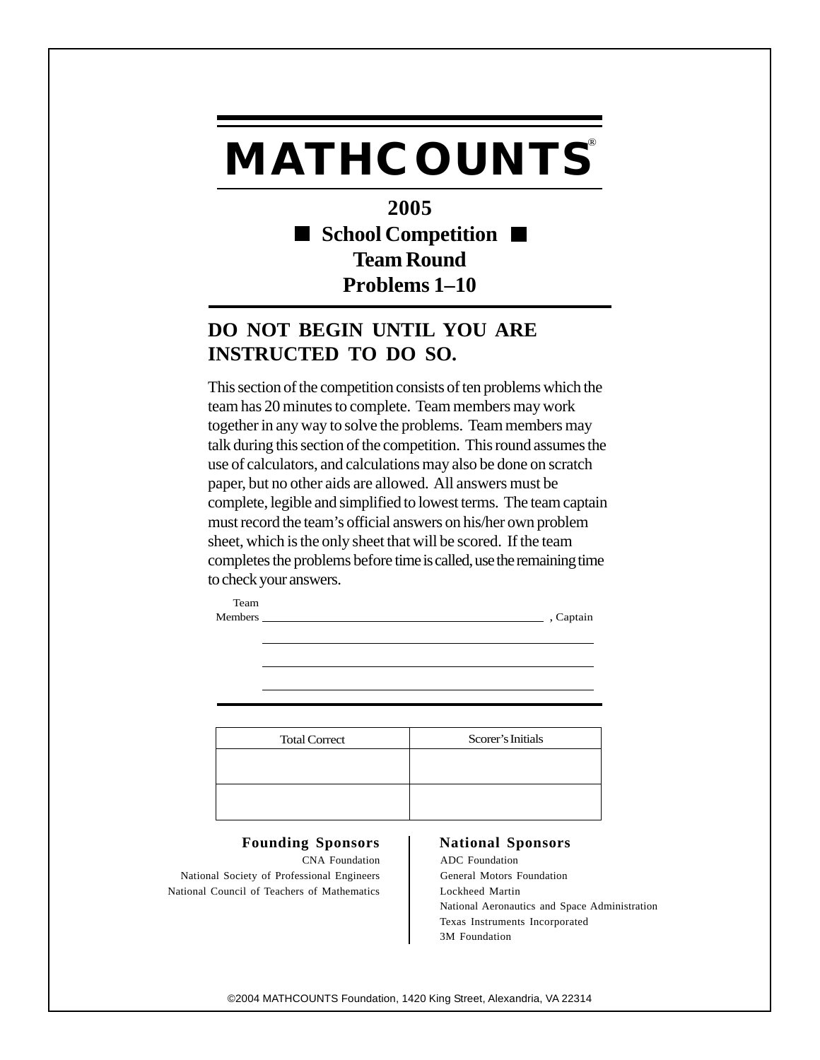# MATHCOUNTS®

## 2005

## ■ School Competition ■

## Team Round

## Problems 1–10

**DO NOT BEGIN UNTIL YOU ARE INSTRUCTED TO DO SO.**

This section of the competition consists of ten problems which the team has 20 minutes to complete. Team members may work together in any way to solve the problems. Team members may talk during this section of the competition. This round assumes the use of calculators, and calculations may also be done on scratch paper, but no other aids are allowed. All answers must be complete, legible and simplified to lowest terms. The team captain must record the team's official answers on his/her own problem sheet, which is the only sheet that will be scored. If the team completes the problems before time is called, use the remaining time to check your answers.

Team Members ______________________________ , Captain

______________________________

______________________________

______________________________

| Total Correct | Scorer's Initials |
|---|---|
| | |
| | |

**Founding Sponsors**

CNA Foundation
National Society of Professional Engineers
National Council of Teachers of Mathematics

**National Sponsors**

ADC Foundation
General Motors Foundation
Lockheed Martin
National Aeronautics and Space Administration
Texas Instruments Incorporated
3M Foundation

©2004 MATHCOUNTS Foundation, 1420 King Street, Alexandria, VA 22314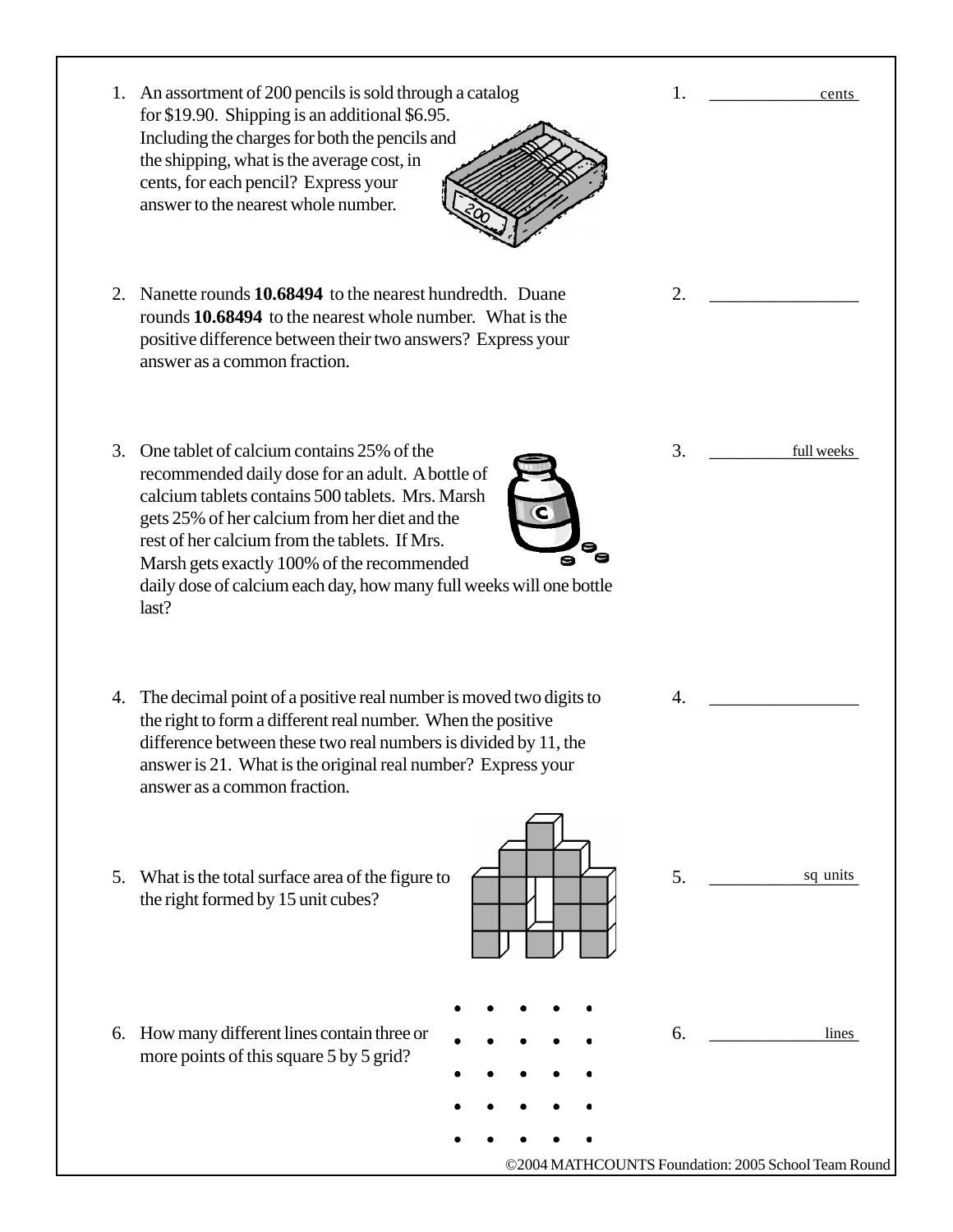1. An assortment of 200 pencils is sold through a catalog for \$19.90. Shipping is an additional \$6.95. Including the charges for both the pencils and the shipping, what is the average cost, in cents, for each pencil? Express your answer to the nearest whole number.

   1. ______________ cents

2. Nanette rounds **10.68494** to the nearest hundredth. Duane rounds **10.68494** to the nearest whole number. What is the positive difference between their two answers? Express your answer as a common fraction.

   2. ________________

3. One tablet of calcium contains 25% of the recommended daily dose for an adult. A bottle of calcium tablets contains 500 tablets. Mrs. Marsh gets 25% of her calcium from her diet and the rest of her calcium from the tablets. If Mrs. Marsh gets exactly 100% of the recommended daily dose of calcium each day, how many full weeks will one bottle last?

   3. ______________ full weeks

4. The decimal point of a positive real number is moved two digits to the right to form a different real number. When the positive difference between these two real numbers is divided by 11, the answer is 21. What is the original real number? Express your answer as a common fraction.

   4. ________________

5. What is the total surface area of the figure to the right formed by 15 unit cubes?

   5. ______________ sq units

6. How many different lines contain three or more points of this square 5 by 5 grid?

   6. ______________ lines

©2004 MATHCOUNTS Foundation: 2005 School Team Round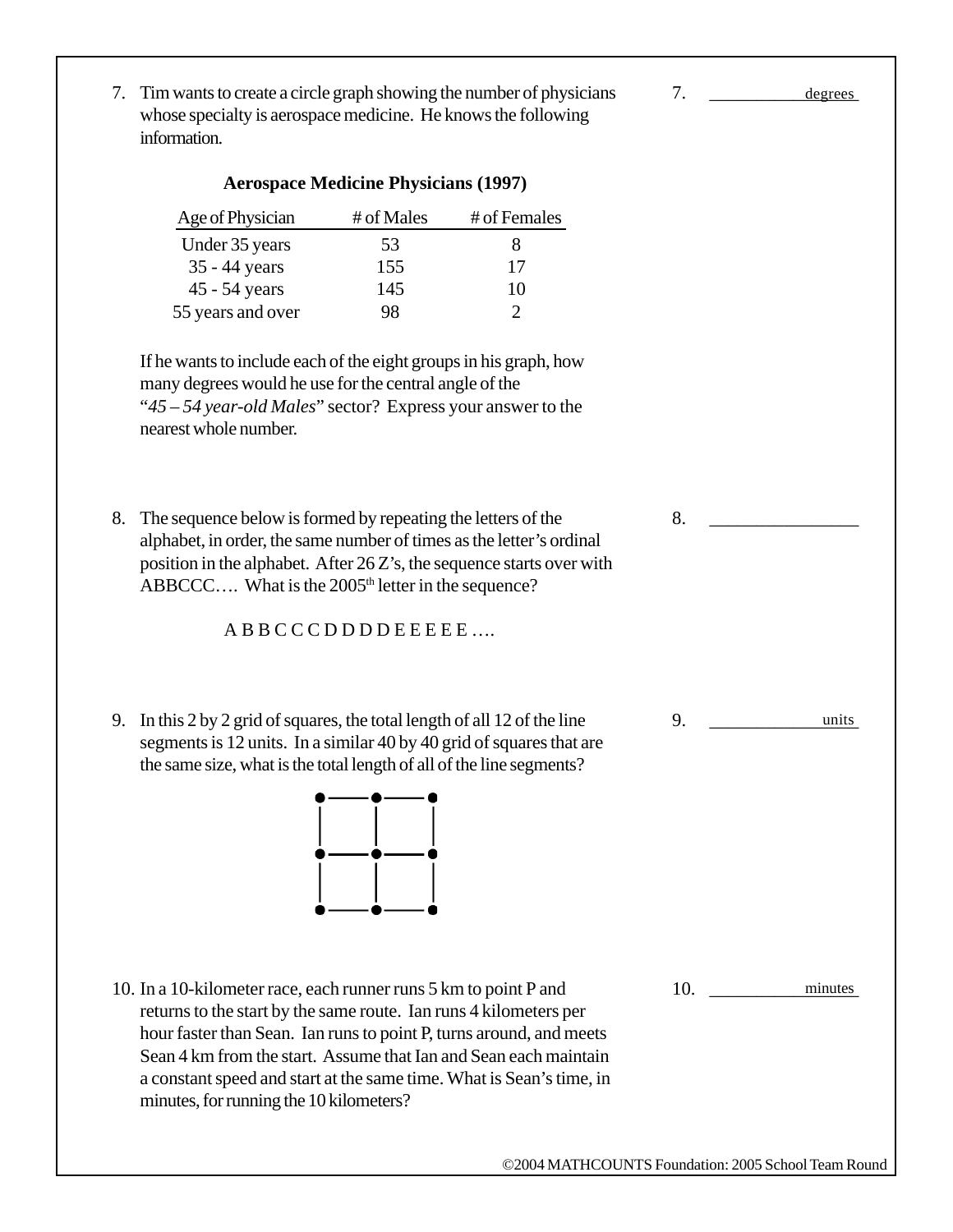7. Tim wants to create a circle graph showing the number of physicians whose specialty is aerospace medicine. He knows the following information.

**Aerospace Medicine Physicians (1997)**

| Age of Physician | # of Males | # of Females |
|---|---|---|
| Under 35 years | 53 | 8 |
| 35 - 44 years | 155 | 17 |
| 45 - 54 years | 145 | 10 |
| 55 years and over | 98 | 2 |

If he wants to include each of the eight groups in his graph, how many degrees would he use for the central angle of the "*45 – 54 year-old Males*" sector? Express your answer to the nearest whole number.

7. ____________ degrees

8. The sequence below is formed by repeating the letters of the alphabet, in order, the same number of times as the letter's ordinal position in the alphabet. After 26 Z's, the sequence starts over with ABBCCC…. What is the 2005th letter in the sequence?

A B B C C C D D D D E E E E E ….

8. ________________

9. In this 2 by 2 grid of squares, the total length of all 12 of the line segments is 12 units. In a similar 40 by 40 grid of squares that are the same size, what is the total length of all of the line segments?

9. ____________ units

10. In a 10-kilometer race, each runner runs 5 km to point P and returns to the start by the same route. Ian runs 4 kilometers per hour faster than Sean. Ian runs to point P, turns around, and meets Sean 4 km from the start. Assume that Ian and Sean each maintain a constant speed and start at the same time. What is Sean's time, in minutes, for running the 10 kilometers?

10. ____________ minutes